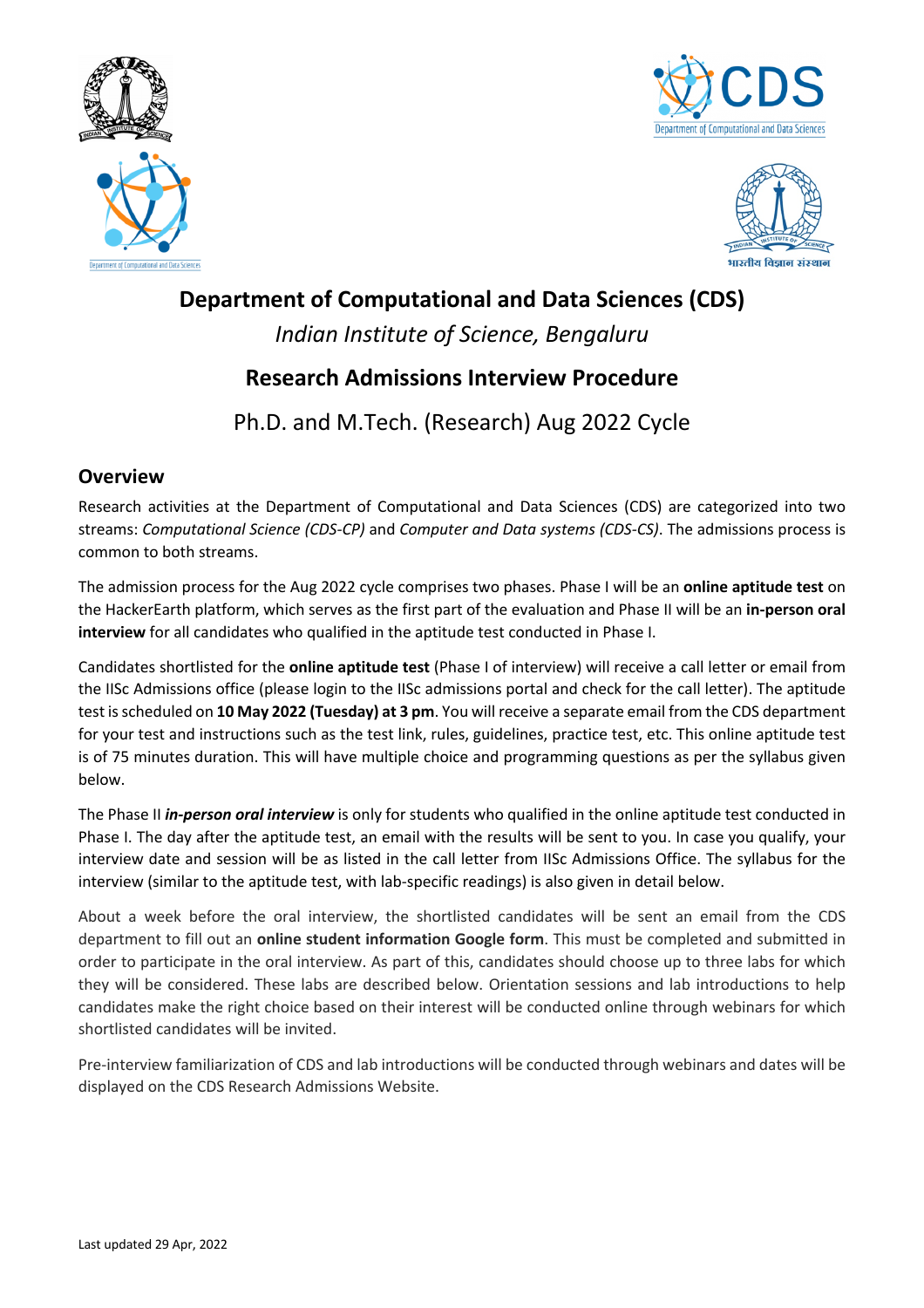# Department of Computational and Data Sciences (CDS)

*Indian Institute of Science, Bengaluru*

## Research Admissions Interview Procedure

Ph.D. and M.Tech. (Research) Aug 2022 Cycle

## Overview

Research activities at the Department of Computational and Data Sciences (CDS) are categorized into two streams: *Computational Science (CDS-CP)* and *Computer and Data systems (CDS-CS)*. The admissions process is common to both streams.

The admission process for the Aug 2022 cycle comprises two phases. Phase I will be an **online aptitude test** on the HackerEarth platform, which serves as the first part of the evaluation and Phase II will be an **in-person oral interview** for all candidates who qualified in the aptitude test conducted in Phase I.

Candidates shortlisted for the **online aptitude test** (Phase I of interview) will receive a call letter or email from the IISc Admissions office (please login to the IISc admissions portal and check for the call letter). The aptitude test is scheduled on **10 May 2022 (Tuesday) at 3 pm**. You will receive a separate email from the CDS department for your test and instructions such as the test link, rules, guidelines, practice test, etc. This online aptitude test is of 75 minutes duration. This will have multiple choice and programming questions as per the syllabus given below.

The Phase II ***in-person oral interview*** is only for students who qualified in the online aptitude test conducted in Phase I. The day after the aptitude test, an email with the results will be sent to you. In case you qualify, your interview date and session will be as listed in the call letter from IISc Admissions Office. The syllabus for the interview (similar to the aptitude test, with lab-specific readings) is also given in detail below.

About a week before the oral interview, the shortlisted candidates will be sent an email from the CDS department to fill out an **online student information Google form**. This must be completed and submitted in order to participate in the oral interview. As part of this, candidates should choose up to three labs for which they will be considered. These labs are described below. Orientation sessions and lab introductions to help candidates make the right choice based on their interest will be conducted online through webinars for which shortlisted candidates will be invited.

Pre-interview familiarization of CDS and lab introductions will be conducted through webinars and dates will be displayed on the CDS Research Admissions Website.

Last updated 29 Apr, 2022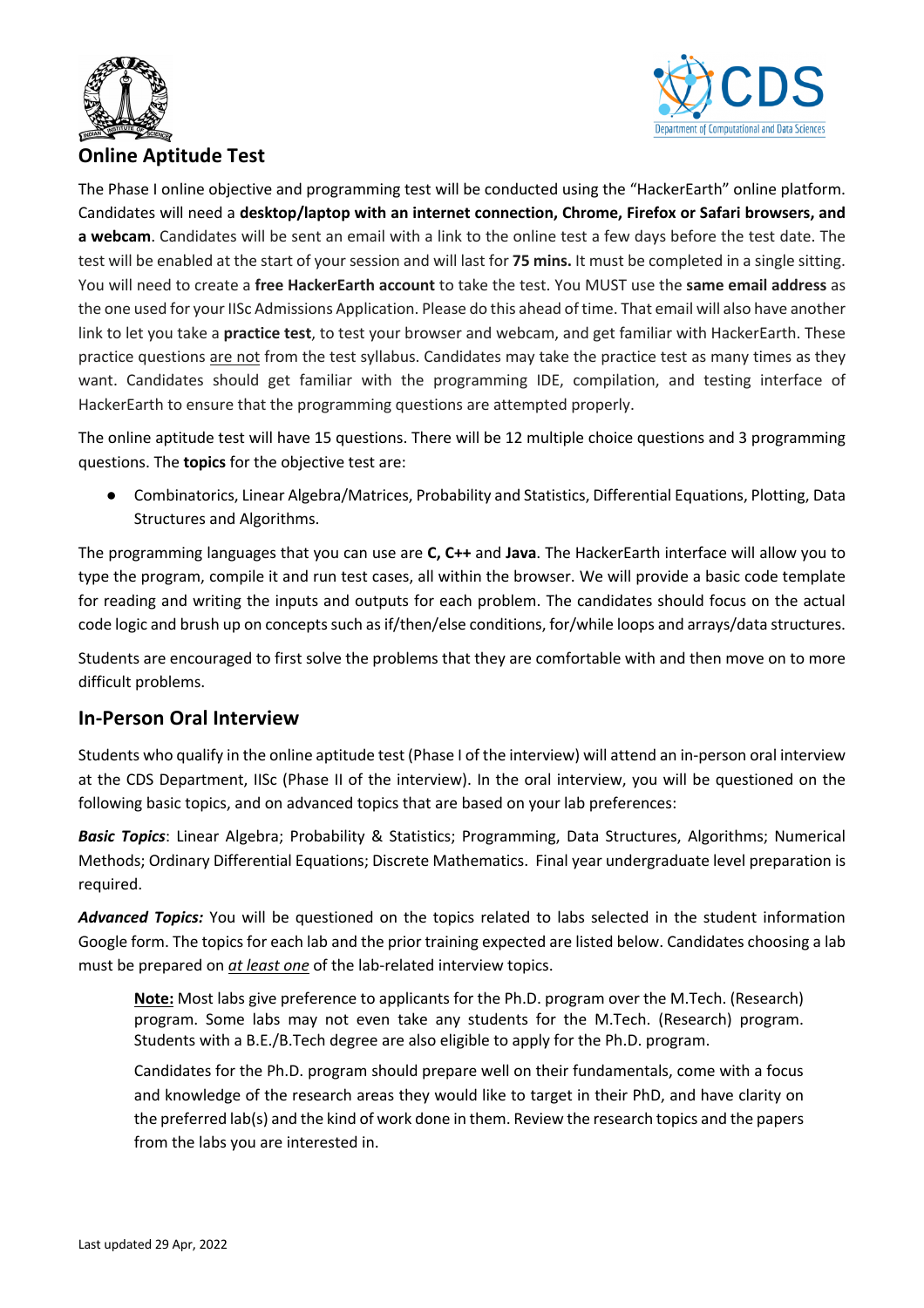## Online Aptitude Test

The Phase I online objective and programming test will be conducted using the “HackerEarth” online platform. Candidates will need a **desktop/laptop with an internet connection, Chrome, Firefox or Safari browsers, and a webcam**. Candidates will be sent an email with a link to the online test a few days before the test date. The test will be enabled at the start of your session and will last for **75 mins.** It must be completed in a single sitting. You will need to create a **free HackerEarth account** to take the test. You MUST use the **same email address** as the one used for your IISc Admissions Application. Please do this ahead of time. That email will also have another link to let you take a **practice test**, to test your browser and webcam, and get familiar with HackerEarth. These practice questions are not from the test syllabus. Candidates may take the practice test as many times as they want. Candidates should get familiar with the programming IDE, compilation, and testing interface of HackerEarth to ensure that the programming questions are attempted properly.

The online aptitude test will have 15 questions. There will be 12 multiple choice questions and 3 programming questions. The **topics** for the objective test are:

- Combinatorics, Linear Algebra/Matrices, Probability and Statistics, Differential Equations, Plotting, Data Structures and Algorithms.

The programming languages that you can use are **C, C++** and **Java**. The HackerEarth interface will allow you to type the program, compile it and run test cases, all within the browser. We will provide a basic code template for reading and writing the inputs and outputs for each problem. The candidates should focus on the actual code logic and brush up on concepts such as if/then/else conditions, for/while loops and arrays/data structures.

Students are encouraged to first solve the problems that they are comfortable with and then move on to more difficult problems.

## In-Person Oral Interview

Students who qualify in the online aptitude test (Phase I of the interview) will attend an in-person oral interview at the CDS Department, IISc (Phase II of the interview). In the oral interview, you will be questioned on the following basic topics, and on advanced topics that are based on your lab preferences:

***Basic Topics***: Linear Algebra; Probability & Statistics; Programming, Data Structures, Algorithms; Numerical Methods; Ordinary Differential Equations; Discrete Mathematics. Final year undergraduate level preparation is required.

***Advanced Topics:*** You will be questioned on the topics related to labs selected in the student information Google form. The topics for each lab and the prior training expected are listed below. Candidates choosing a lab must be prepared on *at least one* of the lab-related interview topics.

> **Note:** Most labs give preference to applicants for the Ph.D. program over the M.Tech. (Research) program. Some labs may not even take any students for the M.Tech. (Research) program. Students with a B.E./B.Tech degree are also eligible to apply for the Ph.D. program.
>
> Candidates for the Ph.D. program should prepare well on their fundamentals, come with a focus and knowledge of the research areas they would like to target in their PhD, and have clarity on the preferred lab(s) and the kind of work done in them. Review the research topics and the papers from the labs you are interested in.

Last updated 29 Apr, 2022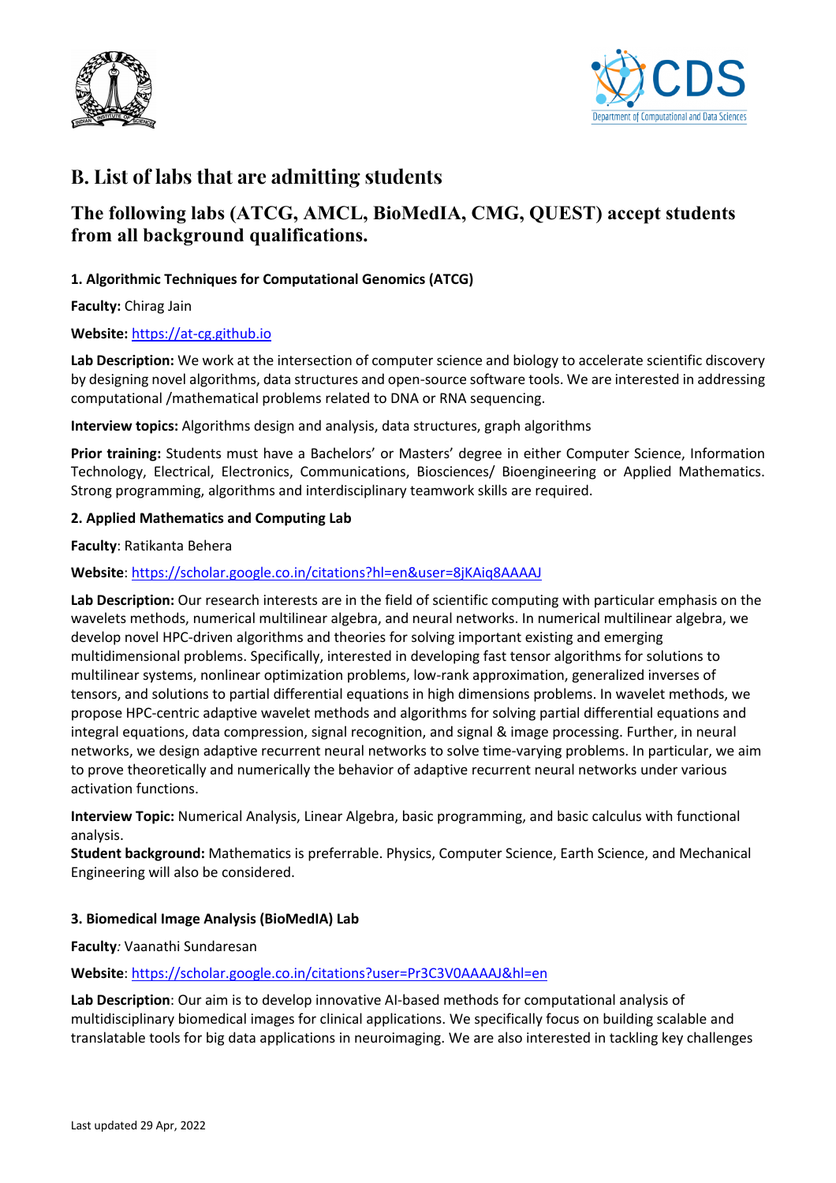# B. List of labs that are admitting students

## The following labs (ATCG, AMCL, BioMedIA, CMG, QUEST) accept students from all background qualifications.

**1. Algorithmic Techniques for Computational Genomics (ATCG)**

**Faculty:** Chirag Jain

**Website:** https://at-cg.github.io

**Lab Description:** We work at the intersection of computer science and biology to accelerate scientific discovery by designing novel algorithms, data structures and open-source software tools. We are interested in addressing computational /mathematical problems related to DNA or RNA sequencing.

**Interview topics:** Algorithms design and analysis, data structures, graph algorithms

**Prior training:** Students must have a Bachelors' or Masters' degree in either Computer Science, Information Technology, Electrical, Electronics, Communications, Biosciences/ Bioengineering or Applied Mathematics. Strong programming, algorithms and interdisciplinary teamwork skills are required.

**2. Applied Mathematics and Computing Lab**

**Faculty**: Ratikanta Behera

**Website**: https://scholar.google.co.in/citations?hl=en&user=8jKAiq8AAAAJ

**Lab Description:** Our research interests are in the field of scientific computing with particular emphasis on the wavelets methods, numerical multilinear algebra, and neural networks. In numerical multilinear algebra, we develop novel HPC-driven algorithms and theories for solving important existing and emerging multidimensional problems. Specifically, interested in developing fast tensor algorithms for solutions to multilinear systems, nonlinear optimization problems, low-rank approximation, generalized inverses of tensors, and solutions to partial differential equations in high dimensions problems. In wavelet methods, we propose HPC-centric adaptive wavelet methods and algorithms for solving partial differential equations and integral equations, data compression, signal recognition, and signal & image processing. Further, in neural networks, we design adaptive recurrent neural networks to solve time-varying problems. In particular, we aim to prove theoretically and numerically the behavior of adaptive recurrent neural networks under various activation functions.

**Interview Topic:** Numerical Analysis, Linear Algebra, basic programming, and basic calculus with functional analysis.
**Student background:** Mathematics is preferrable. Physics, Computer Science, Earth Science, and Mechanical Engineering will also be considered.

**3. Biomedical Image Analysis (BioMedIA) Lab**

**Faculty**: Vaanathi Sundaresan

**Website**: https://scholar.google.co.in/citations?user=Pr3C3V0AAAAJ&hl=en

**Lab Description**: Our aim is to develop innovative AI-based methods for computational analysis of multidisciplinary biomedical images for clinical applications. We specifically focus on building scalable and translatable tools for big data applications in neuroimaging. We are also interested in tackling key challenges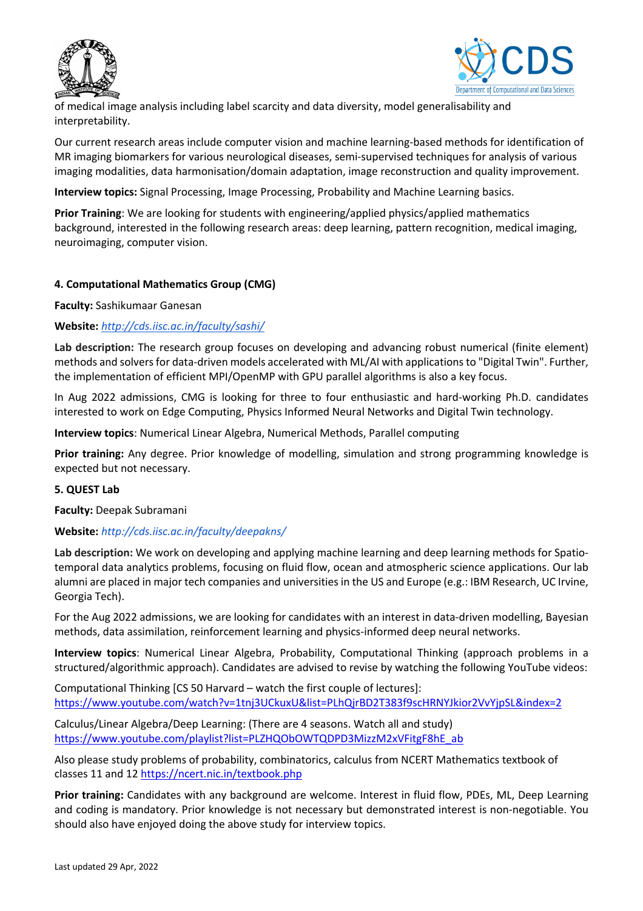of medical image analysis including label scarcity and data diversity, model generalisability and interpretability.

Our current research areas include computer vision and machine learning-based methods for identification of MR imaging biomarkers for various neurological diseases, semi-supervised techniques for analysis of various imaging modalities, data harmonisation/domain adaptation, image reconstruction and quality improvement.

**Interview topics:** Signal Processing, Image Processing, Probability and Machine Learning basics.

**Prior Training**: We are looking for students with engineering/applied physics/applied mathematics background, interested in the following research areas: deep learning, pattern recognition, medical imaging, neuroimaging, computer vision.

#### 4. Computational Mathematics Group (CMG)

**Faculty:** Sashikumaar Ganesan

**Website:** *http://cds.iisc.ac.in/faculty/sashi/*

**Lab description:** The research group focuses on developing and advancing robust numerical (finite element) methods and solvers for data-driven models accelerated with ML/AI with applications to "Digital Twin". Further, the implementation of efficient MPI/OpenMP with GPU parallel algorithms is also a key focus.

In Aug 2022 admissions, CMG is looking for three to four enthusiastic and hard-working Ph.D. candidates interested to work on Edge Computing, Physics Informed Neural Networks and Digital Twin technology.

**Interview topics**: Numerical Linear Algebra, Numerical Methods, Parallel computing

**Prior training:** Any degree. Prior knowledge of modelling, simulation and strong programming knowledge is expected but not necessary.

#### 5. QUEST Lab

**Faculty:** Deepak Subramani

**Website:** *http://cds.iisc.ac.in/faculty/deepakns/*

**Lab description:** We work on developing and applying machine learning and deep learning methods for Spatio-temporal data analytics problems, focusing on fluid flow, ocean and atmospheric science applications. Our lab alumni are placed in major tech companies and universities in the US and Europe (e.g.: IBM Research, UC Irvine, Georgia Tech).

For the Aug 2022 admissions, we are looking for candidates with an interest in data-driven modelling, Bayesian methods, data assimilation, reinforcement learning and physics-informed deep neural networks.

**Interview topics**: Numerical Linear Algebra, Probability, Computational Thinking (approach problems in a structured/algorithmic approach). Candidates are advised to revise by watching the following YouTube videos:

Computational Thinking [CS 50 Harvard – watch the first couple of lectures]:
https://www.youtube.com/watch?v=1tnj3UCkuxU&list=PLhQjrBD2T383f9scHRNYJkior2VvYjpSL&index=2

Calculus/Linear Algebra/Deep Learning: (There are 4 seasons. Watch all and study)
https://www.youtube.com/playlist?list=PLZHQObOWTQDPD3MizzM2xVFitgF8hE_ab

Also please study problems of probability, combinatorics, calculus from NCERT Mathematics textbook of classes 11 and 12 https://ncert.nic.in/textbook.php

**Prior training:** Candidates with any background are welcome. Interest in fluid flow, PDEs, ML, Deep Learning and coding is mandatory. Prior knowledge is not necessary but demonstrated interest is non-negotiable. You should also have enjoyed doing the above study for interview topics.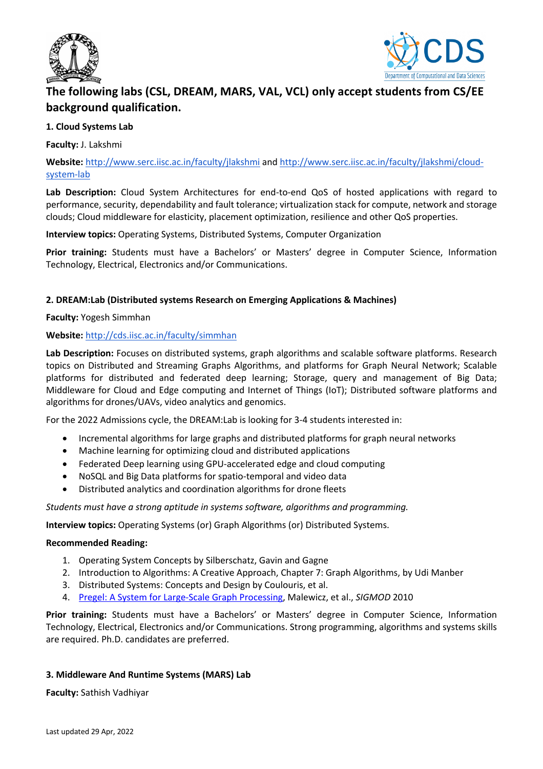## The following labs (CSL, DREAM, MARS, VAL, VCL) only accept students from CS/EE background qualification.

**1. Cloud Systems Lab**

**Faculty:** J. Lakshmi

**Website:** [http://www.serc.iisc.ac.in/faculty/jlakshmi](http://www.serc.iisc.ac.in/faculty/jlakshmi) and [http://www.serc.iisc.ac.in/faculty/jlakshmi/cloud-system-lab](http://www.serc.iisc.ac.in/faculty/jlakshmi/cloud-system-lab)

**Lab Description:** Cloud System Architectures for end-to-end QoS of hosted applications with regard to performance, security, dependability and fault tolerance; virtualization stack for compute, network and storage clouds; Cloud middleware for elasticity, placement optimization, resilience and other QoS properties.

**Interview topics:** Operating Systems, Distributed Systems, Computer Organization

**Prior training:** Students must have a Bachelors' or Masters' degree in Computer Science, Information Technology, Electrical, Electronics and/or Communications.

**2. DREAM:Lab (Distributed systems Research on Emerging Applications & Machines)**

**Faculty:** Yogesh Simmhan

**Website:** [http://cds.iisc.ac.in/faculty/simmhan](http://cds.iisc.ac.in/faculty/simmhan)

**Lab Description:** Focuses on distributed systems, graph algorithms and scalable software platforms. Research topics on Distributed and Streaming Graphs Algorithms, and platforms for Graph Neural Network; Scalable platforms for distributed and federated deep learning; Storage, query and management of Big Data; Middleware for Cloud and Edge computing and Internet of Things (IoT); Distributed software platforms and algorithms for drones/UAVs, video analytics and genomics.

For the 2022 Admissions cycle, the DREAM:Lab is looking for 3-4 students interested in:

- Incremental algorithms for large graphs and distributed platforms for graph neural networks
- Machine learning for optimizing cloud and distributed applications
- Federated Deep learning using GPU-accelerated edge and cloud computing
- NoSQL and Big Data platforms for spatio-temporal and video data
- Distributed analytics and coordination algorithms for drone fleets

*Students must have a strong aptitude in systems software, algorithms and programming.*

**Interview topics:** Operating Systems (or) Graph Algorithms (or) Distributed Systems.

**Recommended Reading:**

1. Operating System Concepts by Silberschatz, Gavin and Gagne
2. Introduction to Algorithms: A Creative Approach, Chapter 7: Graph Algorithms, by Udi Manber
3. Distributed Systems: Concepts and Design by Coulouris, et al.
4. Pregel: A System for Large-Scale Graph Processing, Malewicz, et al., *SIGMOD* 2010

**Prior training:** Students must have a Bachelors' or Masters' degree in Computer Science, Information Technology, Electrical, Electronics and/or Communications. Strong programming, algorithms and systems skills are required. Ph.D. candidates are preferred.

**3. Middleware And Runtime Systems (MARS) Lab**

**Faculty:** Sathish Vadhiyar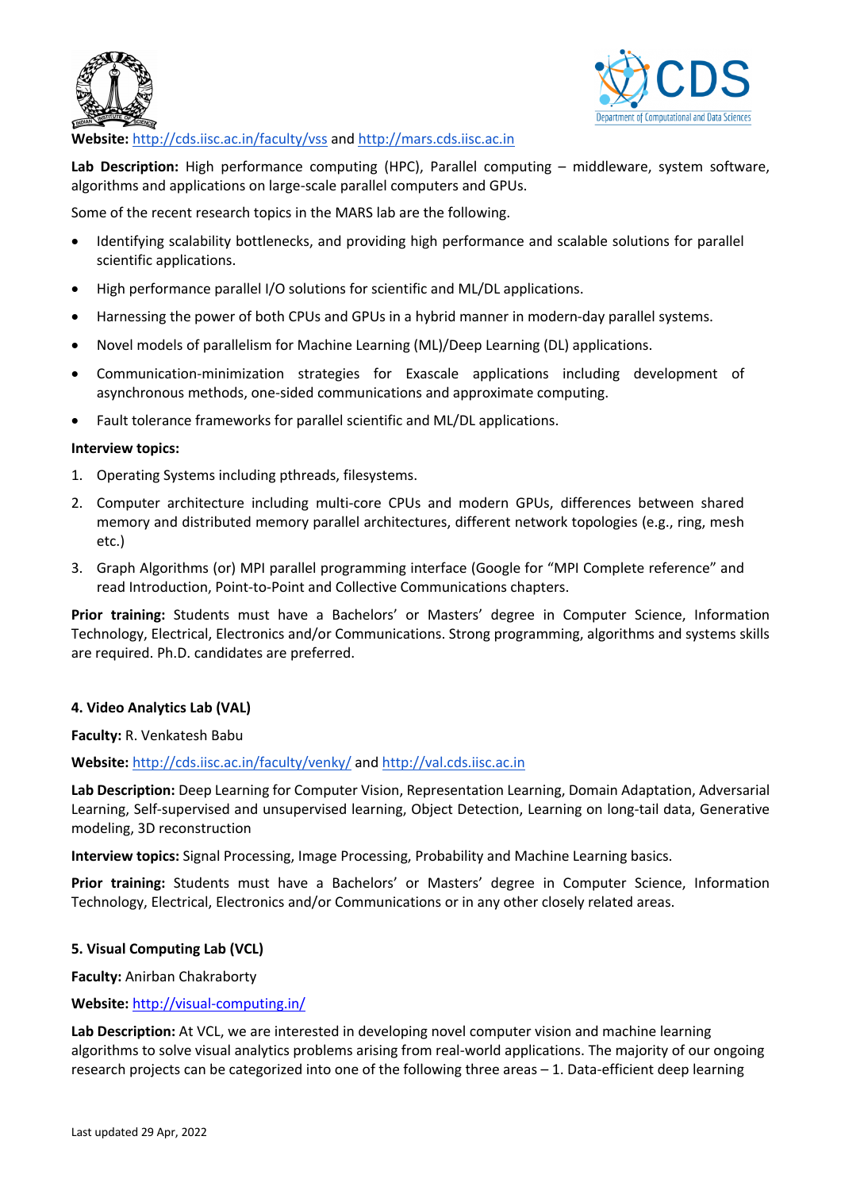**Website:** http://cds.iisc.ac.in/faculty/vss and http://mars.cds.iisc.ac.in

**Lab Description:** High performance computing (HPC), Parallel computing – middleware, system software, algorithms and applications on large-scale parallel computers and GPUs.

Some of the recent research topics in the MARS lab are the following.

- Identifying scalability bottlenecks, and providing high performance and scalable solutions for parallel scientific applications.
- High performance parallel I/O solutions for scientific and ML/DL applications.
- Harnessing the power of both CPUs and GPUs in a hybrid manner in modern-day parallel systems.
- Novel models of parallelism for Machine Learning (ML)/Deep Learning (DL) applications.
- Communication-minimization strategies for Exascale applications including development of asynchronous methods, one-sided communications and approximate computing.
- Fault tolerance frameworks for parallel scientific and ML/DL applications.

**Interview topics:**

1. Operating Systems including pthreads, filesystems.
2. Computer architecture including multi-core CPUs and modern GPUs, differences between shared memory and distributed memory parallel architectures, different network topologies (e.g., ring, mesh etc.)
3. Graph Algorithms (or) MPI parallel programming interface (Google for "MPI Complete reference" and read Introduction, Point-to-Point and Collective Communications chapters.

**Prior training:** Students must have a Bachelors' or Masters' degree in Computer Science, Information Technology, Electrical, Electronics and/or Communications. Strong programming, algorithms and systems skills are required. Ph.D. candidates are preferred.

#### 4. Video Analytics Lab (VAL)

**Faculty:** R. Venkatesh Babu

**Website:** http://cds.iisc.ac.in/faculty/venky/ and http://val.cds.iisc.ac.in

**Lab Description:** Deep Learning for Computer Vision, Representation Learning, Domain Adaptation, Adversarial Learning, Self-supervised and unsupervised learning, Object Detection, Learning on long-tail data, Generative modeling, 3D reconstruction

**Interview topics:** Signal Processing, Image Processing, Probability and Machine Learning basics.

**Prior training:** Students must have a Bachelors' or Masters' degree in Computer Science, Information Technology, Electrical, Electronics and/or Communications or in any other closely related areas.

#### 5. Visual Computing Lab (VCL)

**Faculty:** Anirban Chakraborty

**Website:** http://visual-computing.in/

**Lab Description:** At VCL, we are interested in developing novel computer vision and machine learning algorithms to solve visual analytics problems arising from real-world applications. The majority of our ongoing research projects can be categorized into one of the following three areas – 1. Data-efficient deep learning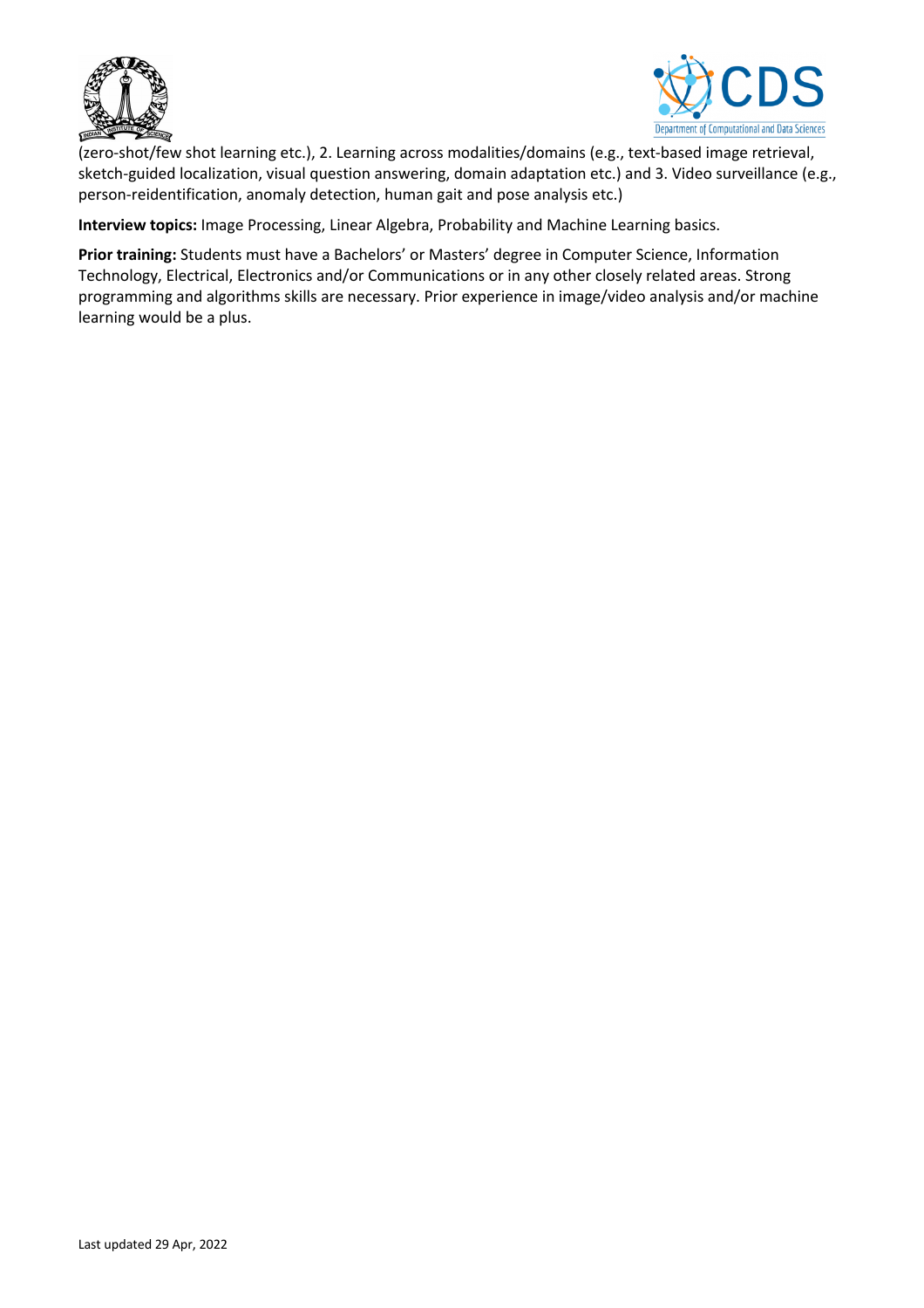(zero-shot/few shot learning etc.), 2. Learning across modalities/domains (e.g., text-based image retrieval, sketch-guided localization, visual question answering, domain adaptation etc.) and 3. Video surveillance (e.g., person-reidentification, anomaly detection, human gait and pose analysis etc.)

**Interview topics:** Image Processing, Linear Algebra, Probability and Machine Learning basics.

**Prior training:** Students must have a Bachelors' or Masters' degree in Computer Science, Information Technology, Electrical, Electronics and/or Communications or in any other closely related areas. Strong programming and algorithms skills are necessary. Prior experience in image/video analysis and/or machine learning would be a plus.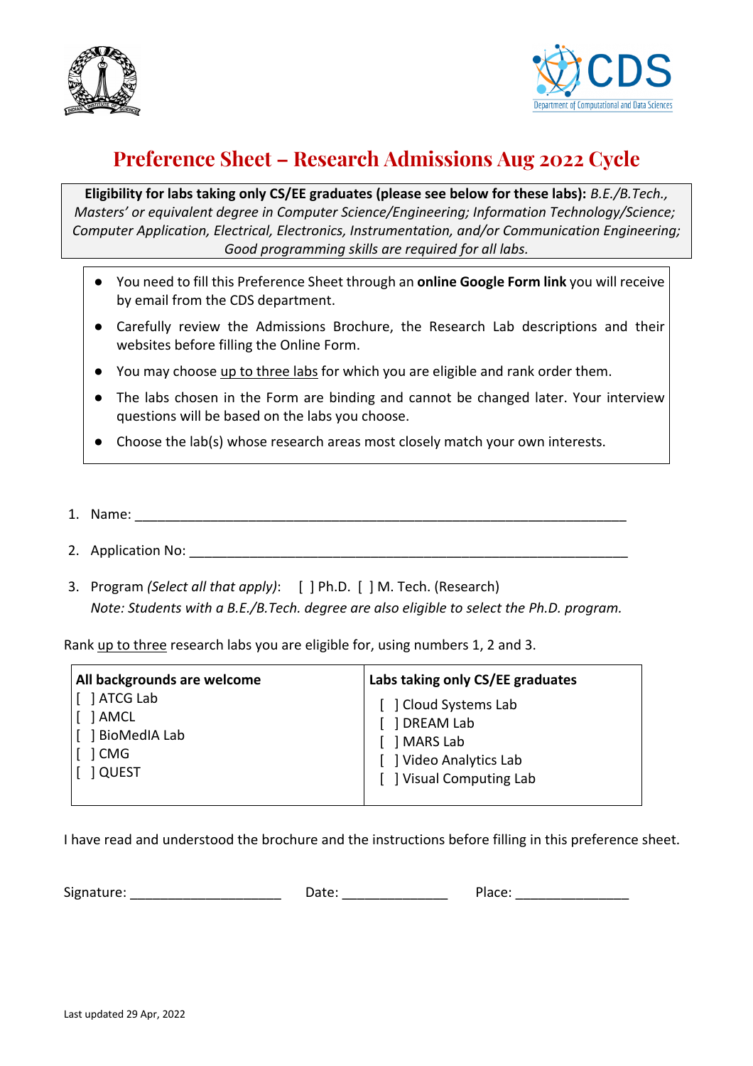# Preference Sheet – Research Admissions Aug 2022 Cycle

**Eligibility for labs taking only CS/EE graduates (please see below for these labs):** *B.E./B.Tech., Masters' or equivalent degree in Computer Science/Engineering; Information Technology/Science; Computer Application, Electrical, Electronics, Instrumentation, and/or Communication Engineering; Good programming skills are required for all labs.*

- You need to fill this Preference Sheet through an **online Google Form link** you will receive by email from the CDS department.
- Carefully review the Admissions Brochure, the Research Lab descriptions and their websites before filling the Online Form.
- You may choose up to three labs for which you are eligible and rank order them.
- The labs chosen in the Form are binding and cannot be changed later. Your interview questions will be based on the labs you choose.
- Choose the lab(s) whose research areas most closely match your own interests.

1. Name: ______________________________________________________________
2. Application No: ______________________________________________________
3. Program *(Select all that apply)*: [ ] Ph.D. [ ] M. Tech. (Research)
   *Note: Students with a B.E./B.Tech. degree are also eligible to select the Ph.D. program.*

Rank up to three research labs you are eligible for, using numbers 1, 2 and 3.

| **All backgrounds are welcome** | **Labs taking only CS/EE graduates** |
| --- | --- |
| [ ] ATCG Lab | [ ] Cloud Systems Lab |
| [ ] AMCL | [ ] DREAM Lab |
| [ ] BioMedIA Lab | [ ] MARS Lab |
| [ ] CMG | [ ] Video Analytics Lab |
| [ ] QUEST | [ ] Visual Computing Lab |

I have read and understood the brochure and the instructions before filling in this preference sheet.

Signature: ____________________ Date: ______________ Place: _______________

Last updated 29 Apr, 2022